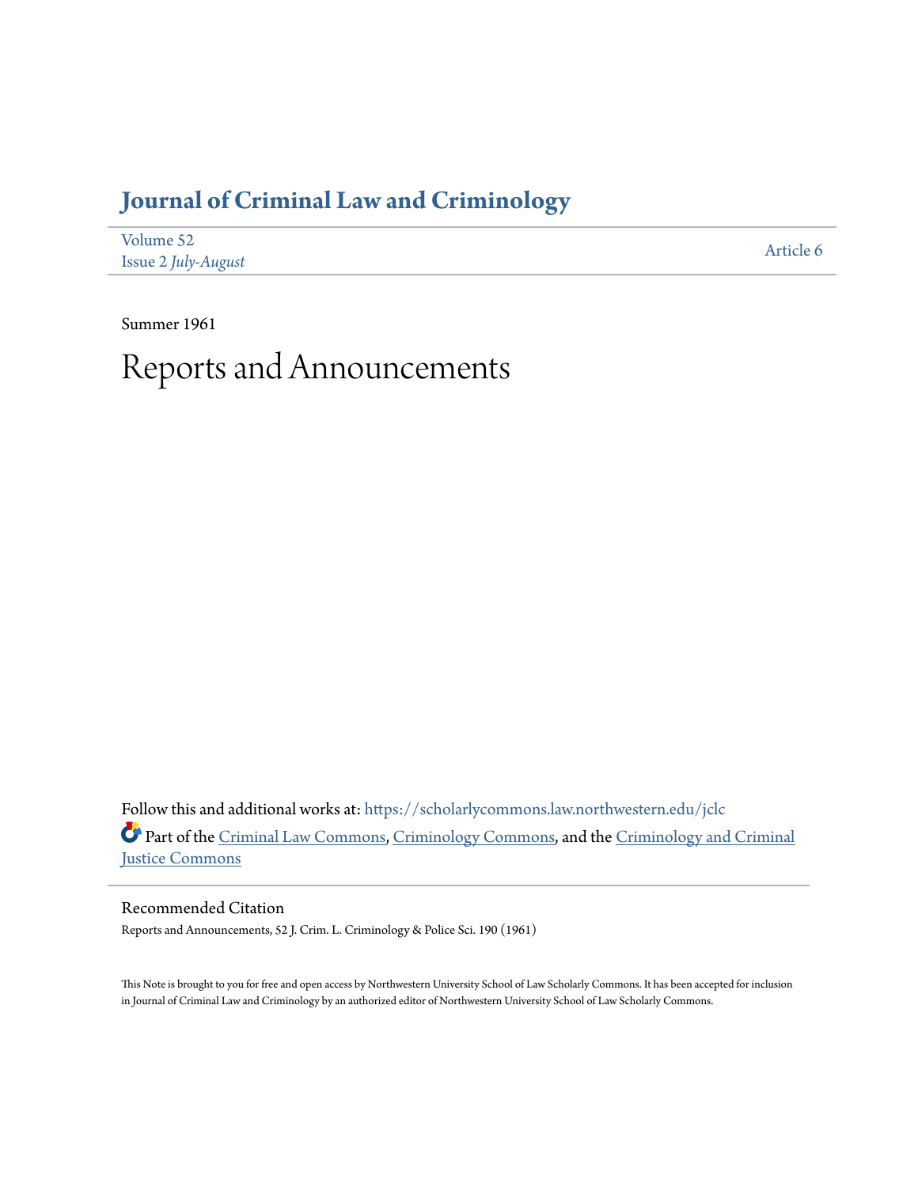# Journal of Criminal Law and Criminology

Volume 52
Issue 2 *July-August*

Article 6

Summer 1961

# Reports and Announcements

Follow this and additional works at: https://scholarlycommons.law.northwestern.edu/jclc

Part of the Criminal Law Commons, Criminology Commons, and the Criminology and Criminal Justice Commons

## Recommended Citation

Reports and Announcements, 52 J. Crim. L. Criminology & Police Sci. 190 (1961)

This Note is brought to you for free and open access by Northwestern University School of Law Scholarly Commons. It has been accepted for inclusion in Journal of Criminal Law and Criminology by an authorized editor of Northwestern University School of Law Scholarly Commons.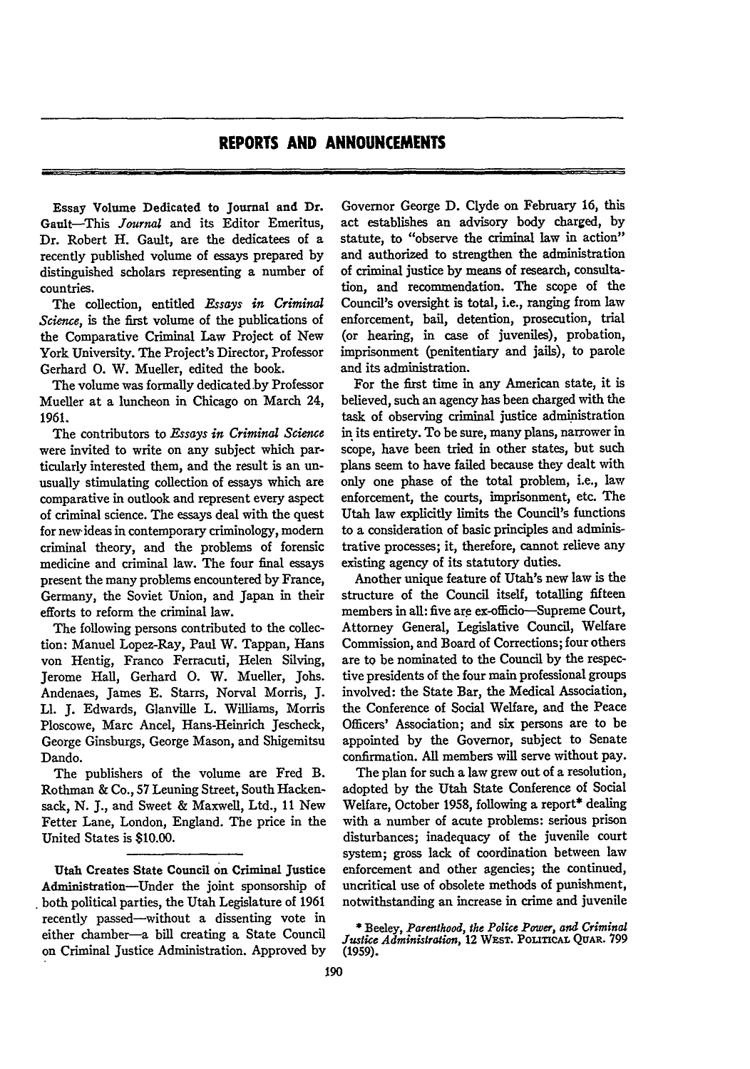## REPORTS AND ANNOUNCEMENTS

**Essay Volume Dedicated to Journal and Dr. Gault**—This *Journal* and its Editor Emeritus, Dr. Robert H. Gault, are the dedicatees of a recently published volume of essays prepared by distinguished scholars representing a number of countries.

The collection, entitled *Essays in Criminal Science*, is the first volume of the publications of the Comparative Criminal Law Project of New York University. The Project's Director, Professor Gerhard O. W. Mueller, edited the book.

The volume was formally dedicated by Professor Mueller at a luncheon in Chicago on March 24, 1961.

The contributors to *Essays in Criminal Science* were invited to write on any subject which particularly interested them, and the result is an unusually stimulating collection of essays which are comparative in outlook and represent every aspect of criminal science. The essays deal with the quest for new ideas in contemporary criminology, modern criminal theory, and the problems of forensic medicine and criminal law. The four final essays present the many problems encountered by France, Germany, the Soviet Union, and Japan in their efforts to reform the criminal law.

The following persons contributed to the collection: Manuel Lopez-Ray, Paul W. Tappan, Hans von Hentig, Franco Ferracuti, Helen Silving, Jerome Hall, Gerhard O. W. Mueller, Johs. Andenaes, James E. Starrs, Norval Morris, J. Ll. J. Edwards, Glanville L. Williams, Morris Ploscowe, Marc Ancel, Hans-Heinrich Jescheck, George Ginsburgs, George Mason, and Shigemitsu Dando.

The publishers of the volume are Fred B. Rothman & Co., 57 Leuning Street, South Hackensack, N. J., and Sweet & Maxwell, Ltd., 11 New Fetter Lane, London, England. The price in the United States is $10.00.

---

**Utah Creates State Council on Criminal Justice Administration**—Under the joint sponsorship of both political parties, the Utah Legislature of 1961 recently passed—without a dissenting vote in either chamber—a bill creating a State Council on Criminal Justice Administration. Approved by Governor George D. Clyde on February 16, this act establishes an advisory body charged, by statute, to "observe the criminal law in action" and authorized to strengthen the administration of criminal justice by means of research, consultation, and recommendation. The scope of the Council's oversight is total, i.e., ranging from law enforcement, bail, detention, prosecution, trial (or hearing, in case of juveniles), probation, imprisonment (penitentiary and jails), to parole and its administration.

For the first time in any American state, it is believed, such an agency has been charged with the task of observing criminal justice administration in its entirety. To be sure, many plans, narrower in scope, have been tried in other states, but such plans seem to have failed because they dealt with only one phase of the total problem, i.e., law enforcement, the courts, imprisonment, etc. The Utah law explicitly limits the Council's functions to a consideration of basic principles and administrative processes; it, therefore, cannot relieve any existing agency of its statutory duties.

Another unique feature of Utah's new law is the structure of the Council itself, totalling fifteen members in all: five are ex-officio—Supreme Court, Attorney General, Legislative Council, Welfare Commission, and Board of Corrections; four others are to be nominated to the Council by the respective presidents of the four main professional groups involved: the State Bar, the Medical Association, the Conference of Social Welfare, and the Peace Officers' Association; and six persons are to be appointed by the Governor, subject to Senate confirmation. All members will serve without pay.

The plan for such a law grew out of a resolution, adopted by the Utah State Conference of Social Welfare, October 1958, following a report* dealing with a number of acute problems: serious prison disturbances; inadequacy of the juvenile court system; gross lack of coordination between law enforcement and other agencies; the continued, uncritical use of obsolete methods of punishment, notwithstanding an increase in crime and juvenile

* Beeley, *Parenthood, the Police Power, and Criminal Justice Administration*, 12 West. Political Quar. 799 (1959).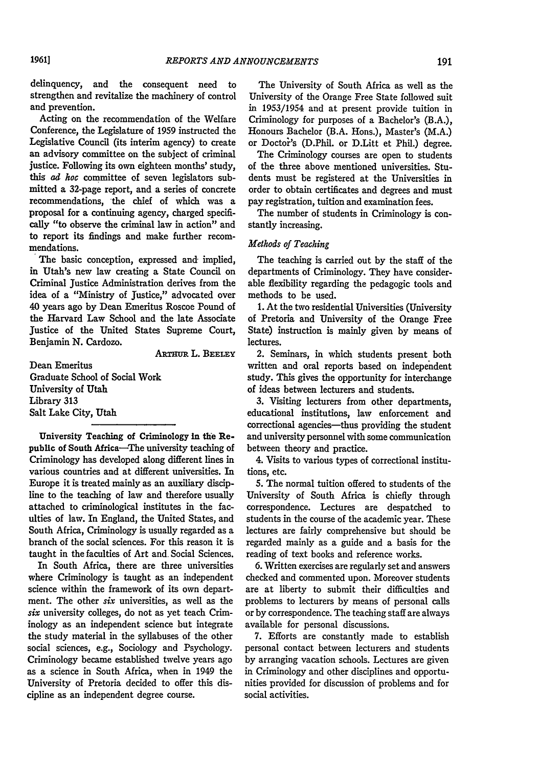delinquency, and the consequent need to strengthen and revitalize the machinery of control and prevention.

Acting on the recommendation of the Welfare Conference, the Legislature of 1959 instructed the Legislative Council (its interim agency) to create an advisory committee on the subject of criminal justice. Following its own eighteen months' study, this *ad hoc* committee of seven legislators submitted a 32-page report, and a series of concrete recommendations, the chief of which was a proposal for a continuing agency, charged specifically "to observe the criminal law in action" and to report its findings and make further recommendations.

The basic conception, expressed and implied, in Utah's new law creating a State Council on Criminal Justice Administration derives from the idea of a "Ministry of Justice," advocated over 40 years ago by Dean Emeritus Roscoe Pound of the Harvard Law School and the late Associate Justice of the United States Supreme Court, Benjamin N. Cardozo.

ARTHUR L. BEELEY

Dean Emeritus
Graduate School of Social Work
University of Utah
Library 313
Salt Lake City, Utah

---

**University Teaching of Criminology in the Republic of South Africa**—The university teaching of Criminology has developed along different lines in various countries and at different universities. In Europe it is treated mainly as an auxiliary discipline to the teaching of law and therefore usually attached to criminological institutes in the faculties of law. In England, the United States, and South Africa, Criminology is usually regarded as a branch of the social sciences. For this reason it is taught in the faculties of Art and Social Sciences.

In South Africa, there are three universities where Criminology is taught as an independent science within the framework of its own department. The other *six* universities, as well as the *six* university colleges, do not as yet teach Criminology as an independent science but integrate the study material in the syllabuses of the other social sciences, e.g., Sociology and Psychology. Criminology became established twelve years ago as a science in South Africa, when in 1949 the University of Pretoria decided to offer this discipline as an independent degree course.

The University of South Africa as well as the University of the Orange Free State followed suit in 1953/1954 and at present provide tuition in Criminology for purposes of a Bachelor's (B.A.), Honours Bachelor (B.A. Hons.), Master's (M.A.) or Doctor's (D.Phil. or D.Litt et Phil.) degree.

The Criminology courses are open to students of the three above mentioned universities. Students must be registered at the Universities in order to obtain certificates and degrees and must pay registration, tuition and examination fees.

The number of students in Criminology is constantly increasing.

*Methods of Teaching*

The teaching is carried out by the staff of the departments of Criminology. They have considerable flexibility regarding the pedagogic tools and methods to be used.

1. At the two residential Universities (University of Pretoria and University of the Orange Free State) instruction is mainly given by means of lectures.

2. Seminars, in which students present both written and oral reports based on independent study. This gives the opportunity for interchange of ideas between lecturers and students.

3. Visiting lecturers from other departments, educational institutions, law enforcement and correctional agencies—thus providing the student and university personnel with some communication between theory and practice.

4. Visits to various types of correctional institutions, etc.

5. The normal tuition offered to students of the University of South Africa is chiefly through correspondence. Lectures are despatched to students in the course of the academic year. These lectures are fairly comprehensive but should be regarded mainly as a guide and a basis for the reading of text books and reference works.

6. Written exercises are regularly set and answers checked and commented upon. Moreover students are at liberty to submit their difficulties and problems to lecturers by means of personal calls or by correspondence. The teaching staff are always available for personal discussions.

7. Efforts are constantly made to establish personal contact between lecturers and students by arranging vacation schools. Lectures are given in Criminology and other disciplines and opportunities provided for discussion of problems and for social activities.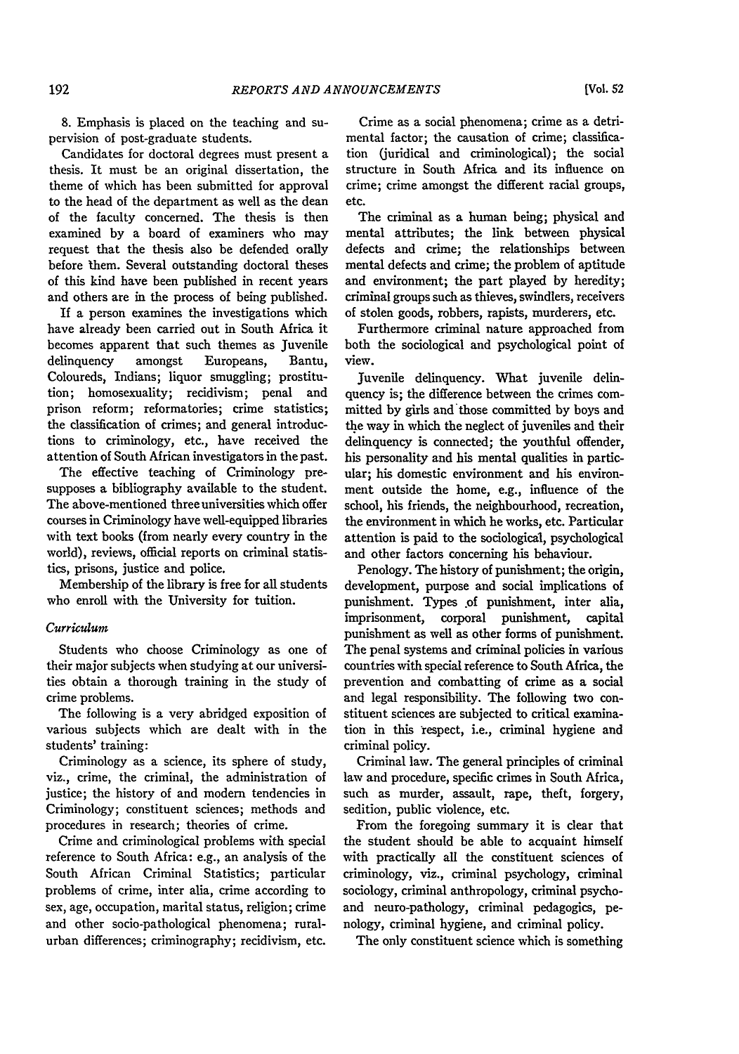8. Emphasis is placed on the teaching and supervision of post-graduate students.

Candidates for doctoral degrees must present a thesis. It must be an original dissertation, the theme of which has been submitted for approval to the head of the department as well as the dean of the faculty concerned. The thesis is then examined by a board of examiners who may request that the thesis also be defended orally before them. Several outstanding doctoral theses of this kind have been published in recent years and others are in the process of being published.

If a person examines the investigations which have already been carried out in South Africa it becomes apparent that such themes as Juvenile delinquency amongst Europeans, Bantu, Coloureds, Indians; liquor smuggling; prostitution; homosexuality; recidivism; penal and prison reform; reformatories; crime statistics; the classification of crimes; and general introductions to criminology, etc., have received the attention of South African investigators in the past.

The effective teaching of Criminology presupposes a bibliography available to the student. The above-mentioned three universities which offer courses in Criminology have well-equipped libraries with text books (from nearly every country in the world), reviews, official reports on criminal statistics, prisons, justice and police.

Membership of the library is free for all students who enroll with the University for tuition.

*Curriculum*

Students who choose Criminology as one of their major subjects when studying at our universities obtain a thorough training in the study of crime problems.

The following is a very abridged exposition of various subjects which are dealt with in the students' training:

Criminology as a science, its sphere of study, viz., crime, the criminal, the administration of justice; the history of and modern tendencies in Criminology; constituent sciences; methods and procedures in research; theories of crime.

Crime and criminological problems with special reference to South Africa: e.g., an analysis of the South African Criminal Statistics; particular problems of crime, inter alia, crime according to sex, age, occupation, marital status, religion; crime and other socio-pathological phenomena; rural-urban differences; criminography; recidivism, etc.

Crime as a social phenomena; crime as a detrimental factor; the causation of crime; classification (juridical and criminological); the social structure in South Africa and its influence on crime; crime amongst the different racial groups, etc.

The criminal as a human being; physical and mental attributes; the link between physical defects and crime; the relationships between mental defects and crime; the problem of aptitude and environment; the part played by heredity; criminal groups such as thieves, swindlers, receivers of stolen goods, robbers, rapists, murderers, etc.

Furthermore criminal nature approached from both the sociological and psychological point of view.

Juvenile delinquency. What juvenile delinquency is; the difference between the crimes committed by girls and those committed by boys and the way in which the neglect of juveniles and their delinquency is connected; the youthful offender, his personality and his mental qualities in particular; his domestic environment and his environment outside the home, e.g., influence of the school, his friends, the neighbourhood, recreation, the environment in which he works, etc. Particular attention is paid to the sociological, psychological and other factors concerning his behaviour.

Penology. The history of punishment; the origin, development, purpose and social implications of punishment. Types of punishment, inter alia, imprisonment, corporal punishment, capital punishment as well as other forms of punishment. The penal systems and criminal policies in various countries with special reference to South Africa, the prevention and combatting of crime as a social and legal responsibility. The following two constituent sciences are subjected to critical examination in this respect, i.e., criminal hygiene and criminal policy.

Criminal law. The general principles of criminal law and procedure, specific crimes in South Africa, such as murder, assault, rape, theft, forgery, sedition, public violence, etc.

From the foregoing summary it is clear that the student should be able to acquaint himself with practically all the constituent sciences of criminology, viz., criminal psychology, criminal sociology, criminal anthropology, criminal psycho- and neuro-pathology, criminal pedagogics, penology, criminal hygiene, and criminal policy.

The only constituent science which is something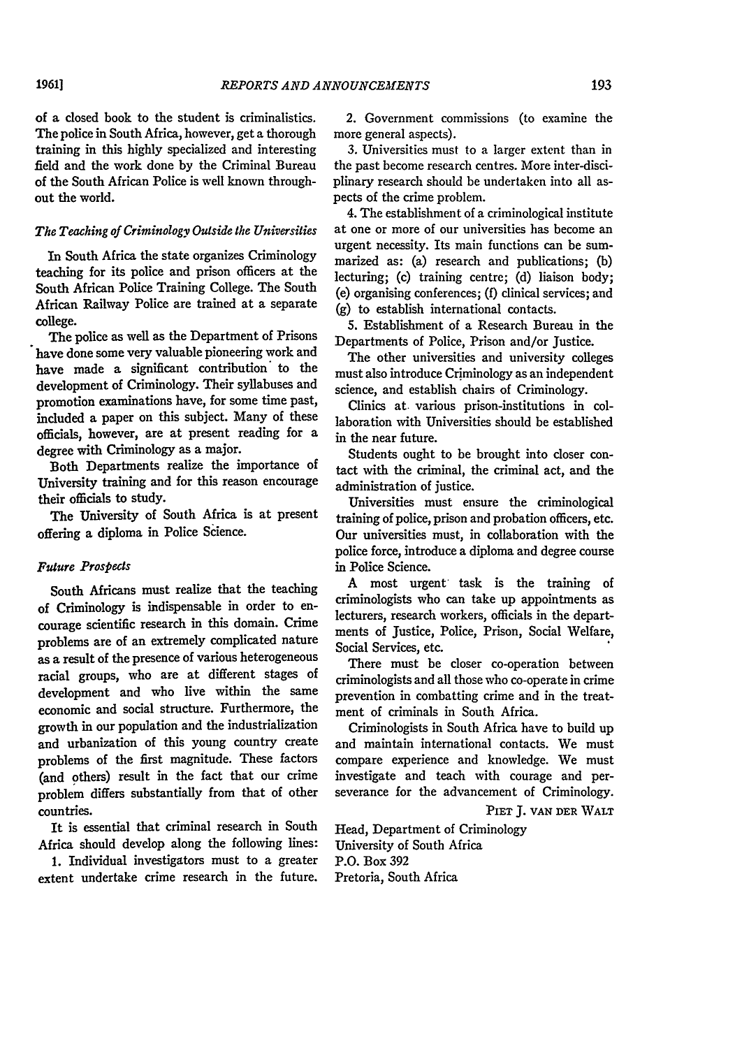of a closed book to the student is criminalistics. The police in South Africa, however, get a thorough training in this highly specialized and interesting field and the work done by the Criminal Bureau of the South African Police is well known throughout the world.

### *The Teaching of Criminology Outside the Universities*

In South Africa the state organizes Criminology teaching for its police and prison officers at the South African Police Training College. The South African Railway Police are trained at a separate college.

The police as well as the Department of Prisons have done some very valuable pioneering work and have made a significant contribution to the development of Criminology. Their syllabuses and promotion examinations have, for some time past, included a paper on this subject. Many of these officials, however, are at present reading for a degree with Criminology as a major.

Both Departments realize the importance of University training and for this reason encourage their officials to study.

The University of South Africa is at present offering a diploma in Police Science.

### *Future Prospects*

South Africans must realize that the teaching of Criminology is indispensable in order to encourage scientific research in this domain. Crime problems are of an extremely complicated nature as a result of the presence of various heterogeneous racial groups, who are at different stages of development and who live within the same economic and social structure. Furthermore, the growth in our population and the industrialization and urbanization of this young country create problems of the first magnitude. These factors (and others) result in the fact that our crime problem differs substantially from that of other countries.

It is essential that criminal research in South Africa should develop along the following lines:

1. Individual investigators must to a greater extent undertake crime research in the future.
2. Government commissions (to examine the more general aspects).
3. Universities must to a larger extent than in the past become research centres. More inter-disciplinary research should be undertaken into all aspects of the crime problem.
4. The establishment of a criminological institute at one or more of our universities has become an urgent necessity. Its main functions can be summarized as: (a) research and publications; (b) lecturing; (c) training centre; (d) liaison body; (e) organising conferences; (f) clinical services; and (g) to establish international contacts.
5. Establishment of a Research Bureau in the Departments of Police, Prison and/or Justice.

The other universities and university colleges must also introduce Criminology as an independent science, and establish chairs of Criminology.

Clinics at various prison-institutions in collaboration with Universities should be established in the near future.

Students ought to be brought into closer contact with the criminal, the criminal act, and the administration of justice.

Universities must ensure the criminological training of police, prison and probation officers, etc. Our universities must, in collaboration with the police force, introduce a diploma and degree course in Police Science.

A most urgent task is the training of criminologists who can take up appointments as lecturers, research workers, officials in the departments of Justice, Police, Prison, Social Welfare, Social Services, etc.

There must be closer co-operation between criminologists and all those who co-operate in crime prevention in combatting crime and in the treatment of criminals in South Africa.

Criminologists in South Africa have to build up and maintain international contacts. We must compare experience and knowledge. We must investigate and teach with courage and perseverance for the advancement of Criminology.

PIET J. VAN DER WALT

Head, Department of Criminology
University of South Africa
P.O. Box 392
Pretoria, South Africa